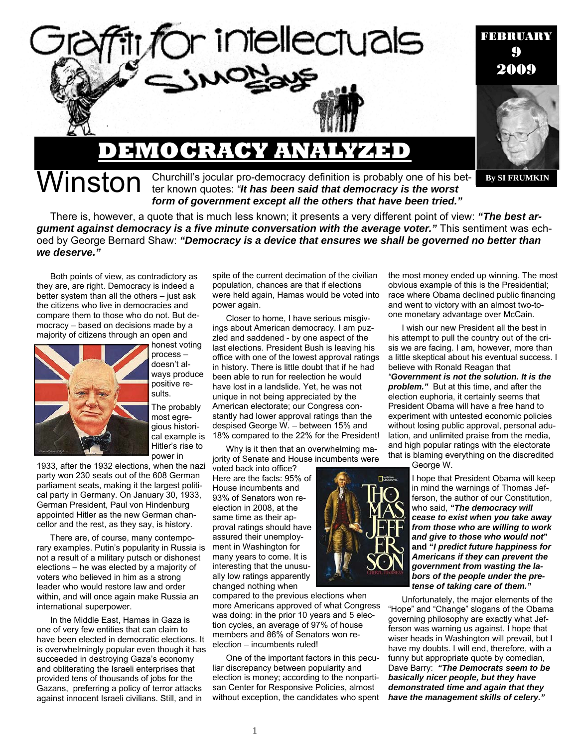# Graffiti for intellectuals

## Simon Says

FEBRUARY 9 2009

# DEMOCRACY ANALYZED

By SI FRUMKIN

**Winston** Churchill's jocular pro-democracy definition is probably one of his better known quotes: *"**It has been said that democracy is the worst form of government except all the others that have been tried.**"*

There is, however, a quote that is much less known; it presents a very different point of view: ***"The best argument against democracy is a five minute conversation with the average voter."*** This sentiment was echoed by George Bernard Shaw: ***"Democracy is a device that ensures we shall be governed no better than we deserve."***

Both points of view, as contradictory as they are, are right. Democracy is indeed a better system than all the others – just ask the citizens who live in democracies and compare them to those who do not. But democracy – based on decisions made by a majority of citizens through an open and honest voting process – doesn't always produce positive results.

The probably most egregious historical example is Hitler's rise to power in 1933, after the 1932 elections, when the nazi party won 230 seats out of the 608 German parliament seats, making it the largest political party in Germany. On January 30, 1933, German President, Paul von Hindenburg appointed Hitler as the new German chancellor and the rest, as they say, is history.

There are, of course, many contemporary examples. Putin's popularity in Russia is not a result of a military putsch or dishonest elections – he was elected by a majority of voters who believed in him as a strong leader who would restore law and order within, and will once again make Russia an international superpower.

In the Middle East, Hamas in Gaza is one of very few entities that can claim to have been elected in democratic elections. It is overwhelmingly popular even though it has succeeded in destroying Gaza's economy and obliterating the Israeli enterprises that provided tens of thousands of jobs for the Gazans, preferring a policy of terror attacks against innocent Israeli civilians. Still, and in spite of the current decimation of the civilian population, chances are that if elections were held again, Hamas would be voted into power again.

Closer to home, I have serious misgivings about American democracy. I am puzzled and saddened - by one aspect of the last elections. President Bush is leaving his office with one of the lowest approval ratings in history. There is little doubt that if he had been able to run for reelection he would have lost in a landslide. Yet, he was not unique in not being appreciated by the American electorate; our Congress constantly had lower approval ratings than the despised George W. – between 15% and 18% compared to the 22% for the President!

Why is it then that an overwhelming majority of Senate and House incumbents were voted back into office? Here are the facts: 95% of House incumbents and 93% of Senators won reelection in 2008, at the same time as their approval ratings should have assured their unemployment in Washington for many years to come. It is interesting that the unusually low ratings apparently changed nothing when compared to the previous elections when more Americans approved of what Congress was doing: in the prior 10 years and 5 election cycles, an average of 97% of house members and 86% of Senators won reelection – incumbents ruled!

One of the important factors in this peculiar discrepancy between popularity and election is money; according to the nonpartisan Center for Responsive Policies, almost without exception, the candidates who spent the most money ended up winning. The most obvious example of this is the Presidential; race where Obama declined public financing and went to victory with an almost two-to-one monetary advantage over McCain.

I wish our new President all the best in his attempt to pull the country out of the crisis we are facing. I am, however, more than a little skeptical about his eventual success. I believe with Ronald Reagan that ***"Government is not the solution. It is the problem."*** But at this time, and after the election euphoria, it certainly seems that President Obama will have a free hand to experiment with untested economic policies without losing public approval, personal adulation, and unlimited praise from the media, and high popular ratings with the electorate that is blaming everything on the discredited George W.

I hope that President Obama will keep in mind the warnings of Thomas Jefferson, the author of our Constitution, who said, ***"The democracy will cease to exist when you take away from those who are willing to work and give to those who would not"*** and ***"I predict future happiness for Americans if they can prevent the government from wasting the labors of the people under the pretense of taking care of them."***

Unfortunately, the major elements of the "Hope" and "Change" slogans of the Obama governing philosophy are exactly what Jefferson was warning us against. I hope that wiser heads in Washington will prevail, but I have my doubts. I will end, therefore, with a funny but appropriate quote by comedian, Dave Barry: ***"The Democrats seem to be basically nicer people, but they have demonstrated time and again that they have the management skills of celery."***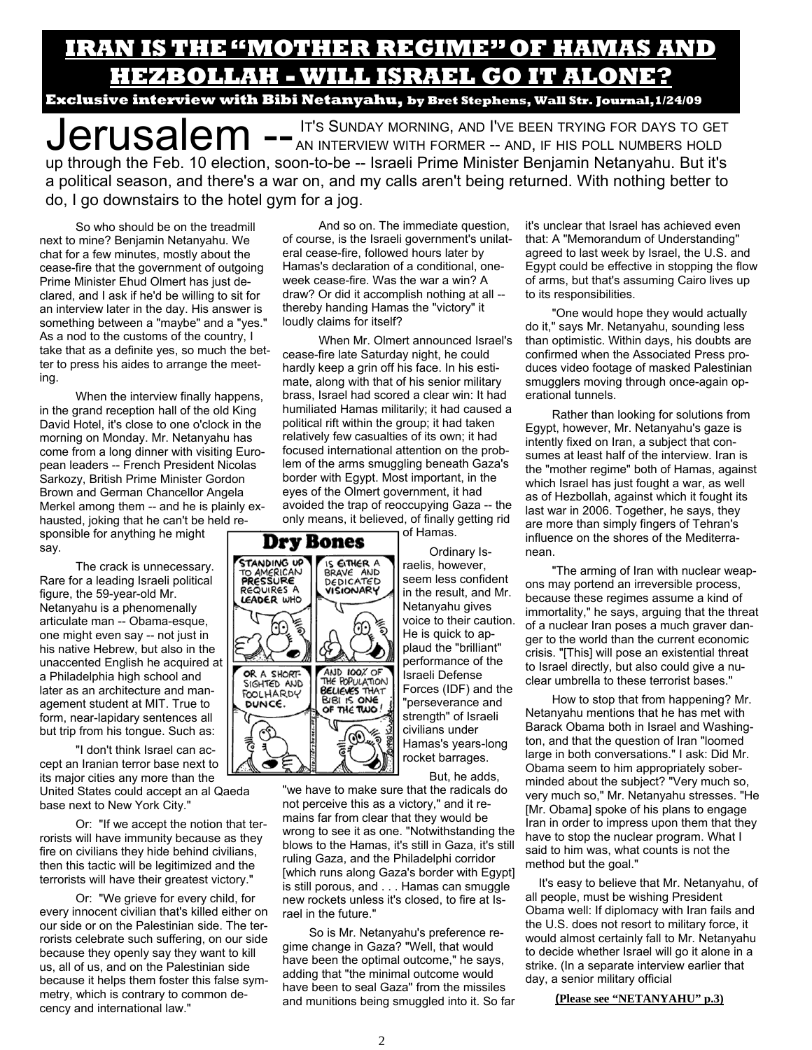# IRAN IS THE "MOTHER REGIME" OF HAMAS AND HEZBOLLAH - WILL ISRAEL GO IT ALONE?

**Exclusive interview with Bibi Netanyahu, by Bret Stephens, Wall Str. Journal, 1/24/09**

Jerusalem -- IT'S SUNDAY MORNING, AND I'VE BEEN TRYING FOR DAYS TO GET AN INTERVIEW WITH FORMER -- AND, IF HIS POLL NUMBERS HOLD up through the Feb. 10 election, soon-to-be -- Israeli Prime Minister Benjamin Netanyahu. But it's a political season, and there's a war on, and my calls aren't being returned. With nothing better to do, I go downstairs to the hotel gym for a jog.

So who should be on the treadmill next to mine? Benjamin Netanyahu. We chat for a few minutes, mostly about the cease-fire that the government of outgoing Prime Minister Ehud Olmert has just declared, and I ask if he'd be willing to sit for an interview later in the day. His answer is something between a "maybe" and a "yes." As a nod to the customs of the country, I take that as a definite yes, so much the better to press his aides to arrange the meeting.

When the interview finally happens, in the grand reception hall of the old King David Hotel, it's close to one o'clock in the morning on Monday. Mr. Netanyahu has come from a long dinner with visiting European leaders -- French President Nicolas Sarkozy, British Prime Minister Gordon Brown and German Chancellor Angela Merkel among them -- and he is plainly exhausted, joking that he can't be held responsible for anything he might say.

The crack is unnecessary. Rare for a leading Israeli political figure, the 59-year-old Mr. Netanyahu is a phenomenally articulate man -- Obama-esque, one might even say -- not just in his native Hebrew, but also in the unaccented English he acquired at a Philadelphia high school and later as an architecture and management student at MIT. True to form, near-lapidary sentences all but trip from his tongue. Such as:

"I don't think Israel can accept an Iranian terror base next to its major cities any more than the United States could accept an al Qaeda base next to New York City."

Or: "If we accept the notion that terrorists will have immunity because as they fire on civilians they hide behind civilians, then this tactic will be legitimized and the terrorists will have their greatest victory."

Or: "We grieve for every child, for every innocent civilian that's killed either on our side or on the Palestinian side. The terrorists celebrate such suffering, on our side because they openly say they want to kill us, all of us, and on the Palestinian side because it helps them foster this false symmetry, which is contrary to common decency and international law."

And so on. The immediate question, of course, is the Israeli government's unilateral cease-fire, followed hours later by Hamas's declaration of a conditional, one-week cease-fire. Was the war a win? A draw? Or did it accomplish nothing at all -- thereby handing Hamas the "victory" it loudly claims for itself?

When Mr. Olmert announced Israel's cease-fire late Saturday night, he could hardly keep a grin off his face. In his estimate, along with that of his senior military brass, Israel had scored a clear win: It had humiliated Hamas militarily; it had caused a political rift within the group; it had taken relatively few casualties of its own; it had focused international attention on the problem of the arms smuggling beneath Gaza's border with Egypt. Most important, in the eyes of the Olmert government, it had avoided the trap of reoccupying Gaza -- the only means, it believed, of finally getting rid of Hamas.

**Dry Bones**

STANDING UP TO AMERICAN PRESSURE REQUIRES A LEADER WHO IS EITHER A BRAVE AND DEDICATED VISIONARY OR A SHORT-SIGHTED AND FOOLHARDY DUNCE. AND 100% OF THE POPULATION BELIEVES THAT BIBI IS ONE OF THE TWO!

Ordinary Israelis, however, seem less confident in the result, and Mr. Netanyahu gives voice to their caution. He is quick to applaud the "brilliant" performance of the Israeli Defense Forces (IDF) and the "perseverance and strength" of Israeli civilians under Hamas's years-long rocket barrages.

But, he adds, "we have to make sure that the radicals do not perceive this as a victory," and it remains far from clear that they would be wrong to see it as one. "Notwithstanding the blows to the Hamas, it's still in Gaza, it's still ruling Gaza, and the Philadelphi corridor [which runs along Gaza's border with Egypt] is still porous, and . . . Hamas can smuggle new rockets unless it's closed, to fire at Israel in the future."

So is Mr. Netanyahu's preference regime change in Gaza? "Well, that would have been the optimal outcome," he says, adding that "the minimal outcome would have been to seal Gaza" from the missiles and munitions being smuggled into it. So far it's unclear that Israel has achieved even that: A "Memorandum of Understanding" agreed to last week by Israel, the U.S. and Egypt could be effective in stopping the flow of arms, but that's assuming Cairo lives up to its responsibilities.

"One would hope they would actually do it," says Mr. Netanyahu, sounding less than optimistic. Within days, his doubts are confirmed when the Associated Press produces video footage of masked Palestinian smugglers moving through once-again operational tunnels.

Rather than looking for solutions from Egypt, however, Mr. Netanyahu's gaze is intently fixed on Iran, a subject that consumes at least half of the interview. Iran is the "mother regime" both of Hamas, against which Israel has just fought a war, as well as of Hezbollah, against which it fought its last war in 2006. Together, he says, they are more than simply fingers of Tehran's influence on the shores of the Mediterranean.

"The arming of Iran with nuclear weapons may portend an irreversible process, because these regimes assume a kind of immortality," he says, arguing that the threat of a nuclear Iran poses a much graver danger to the world than the current economic crisis. "[This] will pose an existential threat to Israel directly, but also could give a nuclear umbrella to these terrorist bases."

How to stop that from happening? Mr. Netanyahu mentions that he has met with Barack Obama both in Israel and Washington, and that the question of Iran "loomed large in both conversations." I ask: Did Mr. Obama seem to him appropriately soberminded about the subject? "Very much so, very much so," Mr. Netanyahu stresses. "He [Mr. Obama] spoke of his plans to engage Iran in order to impress upon them that they have to stop the nuclear program. What I said to him was, what counts is not the method but the goal."

It's easy to believe that Mr. Netanyahu, of all people, must be wishing President Obama well: If diplomacy with Iran fails and the U.S. does not resort to military force, it would almost certainly fall to Mr. Netanyahu to decide whether Israel will go it alone in a strike. (In a separate interview earlier that day, a senior military official

**(Please see "NETANYAHU" p.3)**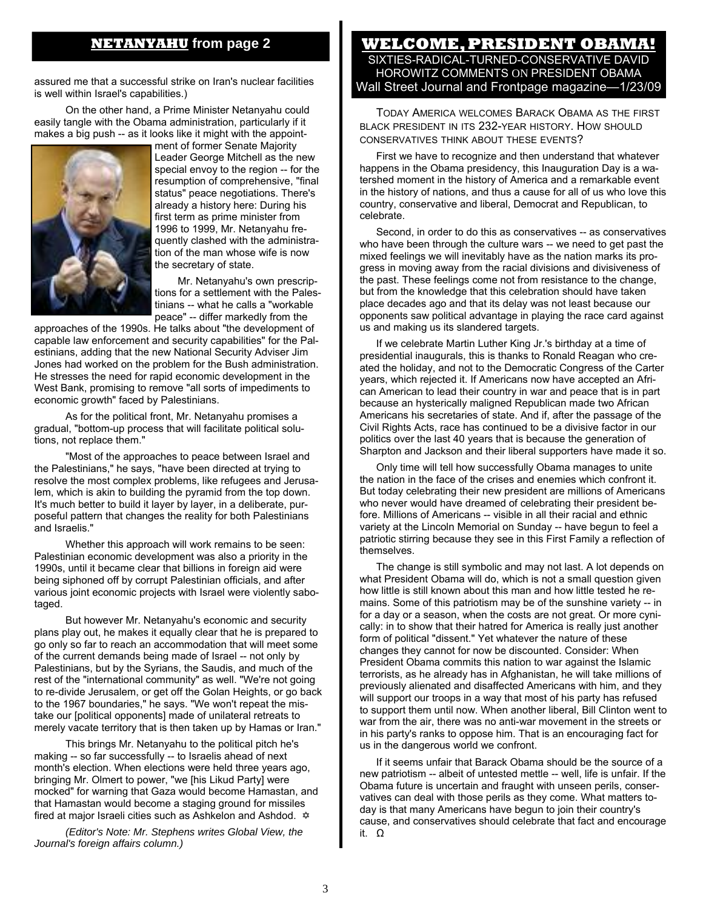## NETANYAHU from page 2

assured me that a successful strike on Iran's nuclear facilities is well within Israel's capabilities.)

On the other hand, a Prime Minister Netanyahu could easily tangle with the Obama administration, particularly if it makes a big push -- as it looks like it might with the appointment of former Senate Majority Leader George Mitchell as the new special envoy to the region -- for the resumption of comprehensive, "final status" peace negotiations. There's already a history here: During his first term as prime minister from 1996 to 1999, Mr. Netanyahu frequently clashed with the administration of the man whose wife is now the secretary of state.

Mr. Netanyahu's own prescriptions for a settlement with the Palestinians -- what he calls a "workable peace" -- differ markedly from the approaches of the 1990s. He talks about "the development of capable law enforcement and security capabilities" for the Palestinians, adding that the new National Security Adviser Jim Jones had worked on the problem for the Bush administration. He stresses the need for rapid economic development in the West Bank, promising to remove "all sorts of impediments to economic growth" faced by Palestinians.

As for the political front, Mr. Netanyahu promises a gradual, "bottom-up process that will facilitate political solutions, not replace them."

"Most of the approaches to peace between Israel and the Palestinians," he says, "have been directed at trying to resolve the most complex problems, like refugees and Jerusalem, which is akin to building the pyramid from the top down. It's much better to build it layer by layer, in a deliberate, purposeful pattern that changes the reality for both Palestinians and Israelis."

Whether this approach will work remains to be seen: Palestinian economic development was also a priority in the 1990s, until it became clear that billions in foreign aid were being siphoned off by corrupt Palestinian officials, and after various joint economic projects with Israel were violently sabotaged.

But however Mr. Netanyahu's economic and security plans play out, he makes it equally clear that he is prepared to go only so far to reach an accommodation that will meet some of the current demands being made of Israel -- not only by Palestinians, but by the Syrians, the Saudis, and much of the rest of the "international community" as well. "We're not going to re-divide Jerusalem, or get off the Golan Heights, or go back to the 1967 boundaries," he says. "We won't repeat the mistake our [political opponents] made of unilateral retreats to merely vacate territory that is then taken up by Hamas or Iran."

This brings Mr. Netanyahu to the political pitch he's making -- so far successfully -- to Israelis ahead of next month's election. When elections were held three years ago, bringing Mr. Olmert to power, "we [his Likud Party] were mocked" for warning that Gaza would become Hamastan, and that Hamastan would become a staging ground for missiles fired at major Israeli cities such as Ashkelon and Ashdod. ✡

*(Editor's Note: Mr. Stephens writes Global View, the Journal's foreign affairs column.)*

## WELCOME, PRESIDENT OBAMA!

SIXTIES-RADICAL-TURNED-CONSERVATIVE DAVID HOROWITZ COMMENTS ON PRESIDENT OBAMA
Wall Street Journal and Frontpage magazine—1/23/09

TODAY AMERICA WELCOMES BARACK OBAMA AS THE FIRST BLACK PRESIDENT IN ITS 232-YEAR HISTORY. HOW SHOULD CONSERVATIVES THINK ABOUT THESE EVENTS?

First we have to recognize and then understand that whatever happens in the Obama presidency, this Inauguration Day is a watershed moment in the history of America and a remarkable event in the history of nations, and thus a cause for all of us who love this country, conservative and liberal, Democrat and Republican, to celebrate.

Second, in order to do this as conservatives -- as conservatives who have been through the culture wars -- we need to get past the mixed feelings we will inevitably have as the nation marks its progress in moving away from the racial divisions and divisiveness of the past. These feelings come not from resistance to the change, but from the knowledge that this celebration should have taken place decades ago and that its delay was not least because our opponents saw political advantage in playing the race card against us and making us its slandered targets.

If we celebrate Martin Luther King Jr.'s birthday at a time of presidential inaugurals, this is thanks to Ronald Reagan who created the holiday, and not to the Democratic Congress of the Carter years, which rejected it. If Americans now have accepted an African American to lead their country in war and peace that is in part because an hysterically maligned Republican made two African Americans his secretaries of state. And if, after the passage of the Civil Rights Acts, race has continued to be a divisive factor in our politics over the last 40 years that is because the generation of Sharpton and Jackson and their liberal supporters have made it so.

Only time will tell how successfully Obama manages to unite the nation in the face of the crises and enemies which confront it. But today celebrating their new president are millions of Americans who never would have dreamed of celebrating their president before. Millions of Americans -- visible in all their racial and ethnic variety at the Lincoln Memorial on Sunday -- have begun to feel a patriotic stirring because they see in this First Family a reflection of themselves.

The change is still symbolic and may not last. A lot depends on what President Obama will do, which is not a small question given how little is still known about this man and how little tested he remains. Some of this patriotism may be of the sunshine variety -- in for a day or a season, when the costs are not great. Or more cynically: in to show that their hatred for America is really just another form of political "dissent." Yet whatever the nature of these changes they cannot for now be discounted. Consider: When President Obama commits this nation to war against the Islamic terrorists, as he already has in Afghanistan, he will take millions of previously alienated and disaffected Americans with him, and they will support our troops in a way that most of his party has refused to support them until now. When another liberal, Bill Clinton went to war from the air, there was no anti-war movement in the streets or in his party's ranks to oppose him. That is an encouraging fact for us in the dangerous world we confront.

If it seems unfair that Barack Obama should be the source of a new patriotism -- albeit of untested mettle -- well, life is unfair. If the Obama future is uncertain and fraught with unseen perils, conservatives can deal with those perils as they come. What matters today is that many Americans have begun to join their country's cause, and conservatives should celebrate that fact and encourage it. Ω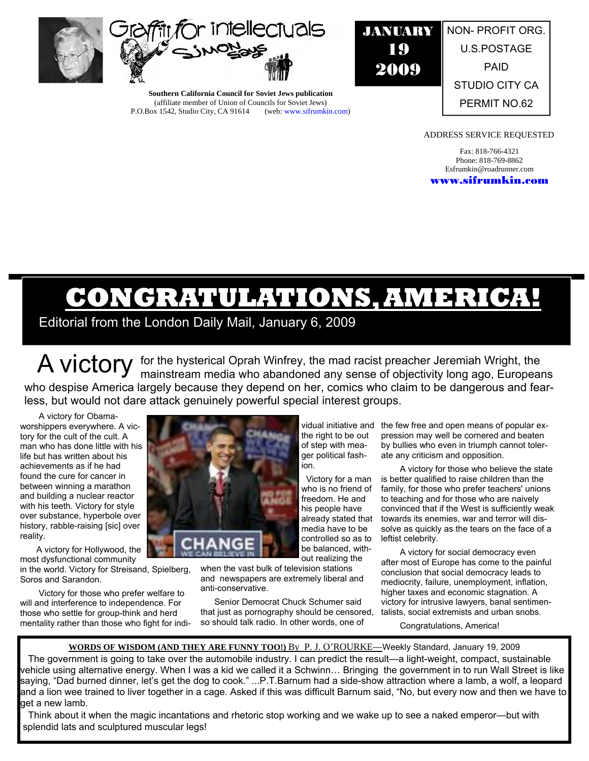Graffiti for intellectuals — Simon Says

**Southern California Council for Soviet Jews publication**
(affiliate member of Union of Councils for Soviet Jews)
P.O.Box 1542, Studio City, CA 91614 (web: www.sifrumkin.com)

**JANUARY 19 2009**

NON- PROFIT ORG.
U.S.POSTAGE
PAID
STUDIO CITY CA
PERMIT NO.62

ADDRESS SERVICE REQUESTED

Fax: 818-766-4321
Phone: 818-769-8862
Esfrumkin@roadrunner.com
**www.sifrumkin.com**

# CONGRATULATIONS, AMERICA!

Editorial from the London Daily Mail, January 6, 2009

A victory for the hysterical Oprah Winfrey, the mad racist preacher Jeremiah Wright, the mainstream media who abandoned any sense of objectivity long ago, Europeans who despise America largely because they depend on her, comics who claim to be dangerous and fearless, but would not dare attack genuinely powerful special interest groups.

A victory for Obama-worshippers everywhere. A victory for the cult of the cult. A man who has done little with his life but has written about his achievements as if he had found the cure for cancer in between winning a marathon and building a nuclear reactor with his teeth. Victory for style over substance, hyperbole over history, rabble-raising [sic] over reality.

A victory for Hollywood, the most dysfunctional community in the world. Victory for Streisand, Spielberg, Soros and Sarandon.

Victory for those who prefer welfare to will and interference to independence. For those who settle for group-think and herd mentality rather than those who fight for individual initiative and the right to be out of step with meager political fashion.

Victory for a man who is no friend of freedom. He and his people have already stated that media have to be controlled so as to be balanced, without realizing the when the vast bulk of television stations and newspapers are extremely liberal and anti-conservative.

Senior Democrat Chuck Schumer said that just as pornography should be censored, so should talk radio. In other words, one of the few free and open means of popular expression may well be cornered and beaten by bullies who even in triumph cannot tolerate any criticism and opposition.

A victory for those who believe the state is better qualified to raise children than the family, for those who prefer teachers' unions to teaching and for those who are naively convinced that if the West is sufficiently weak towards its enemies, war and terror will dissolve as quickly as the tears on the face of a leftist celebrity.

A victory for social democracy even after most of Europe has come to the painful conclusion that social democracy leads to mediocrity, failure, unemployment, inflation, higher taxes and economic stagnation. A victory for intrusive lawyers, banal sentimentalists, social extremists and urban snobs.

Congratulations, America!

**WORDS OF WISDOM (AND THEY ARE FUNNY TOO!)** By P. J. O'ROURKE—Weekly Standard, January 19, 2009

The government is going to take over the automobile industry. I can predict the result—a light-weight, compact, sustainable vehicle using alternative energy. When I was a kid we called it a Schwinn… Bringing the government in to run Wall Street is like saying, "Dad burned dinner, let's get the dog to cook." ...P.T.Barnum had a side-show attraction where a lamb, a wolf, a leopard and a lion wee trained to liver together in a cage. Asked if this was difficult Barnum said, "No, but every now and then we have to get a new lamb.

Think about it when the magic incantations and rhetoric stop working and we wake up to see a naked emperor—but with splendid lats and sculptured muscular legs!